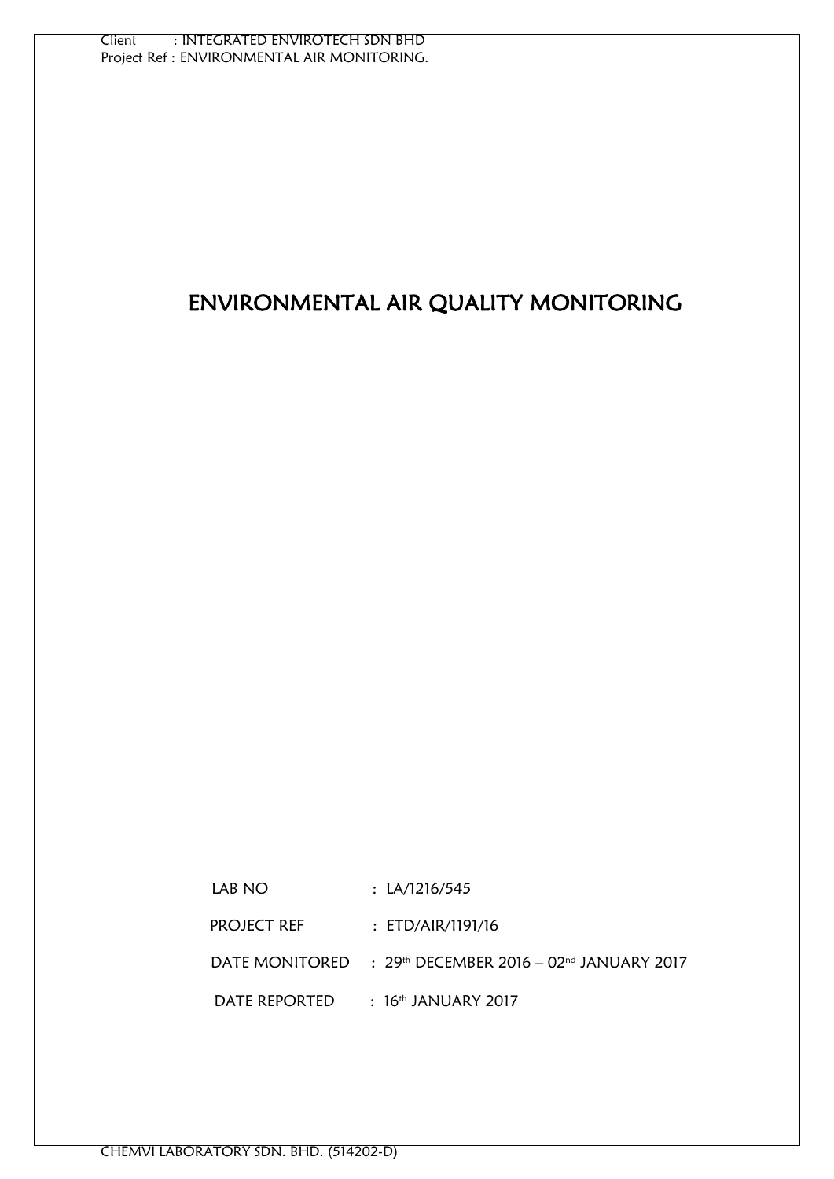# ENVIRONMENTAL AIR QUALITY MONITORING

| | |
|---|---|
| LAB NO | : LA/1216/545 |
| PROJECT REF | : ETD/AIR/1191/16 |
| DATE MONITORED | : 29th DECEMBER 2016 – 02nd JANUARY 2017 |
| DATE REPORTED | : 16th JANUARY 2017 |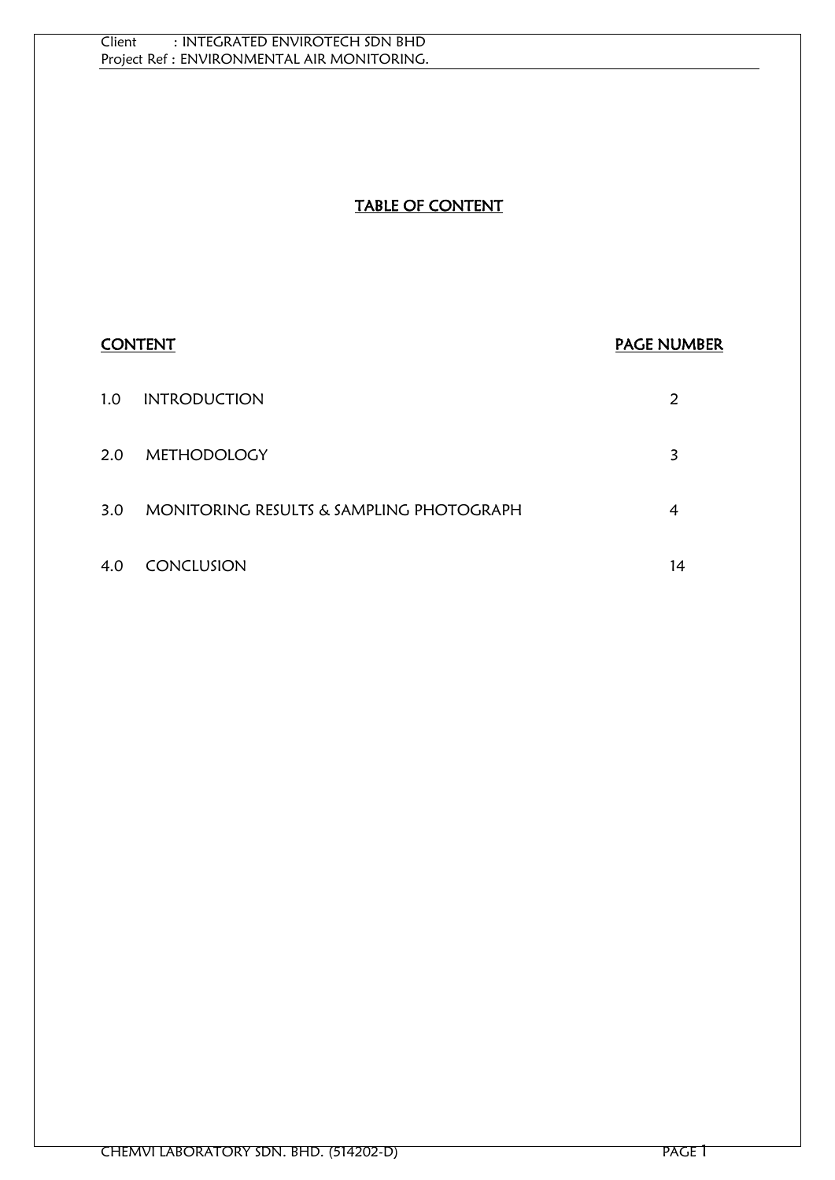# TABLE OF CONTENT

| CONTENT | PAGE NUMBER |
| --- | --- |
| 1.0 INTRODUCTION | 2 |
| 2.0 METHODOLOGY | 3 |
| 3.0 MONITORING RESULTS & SAMPLING PHOTOGRAPH | 4 |
| 4.0 CONCLUSION | 14 |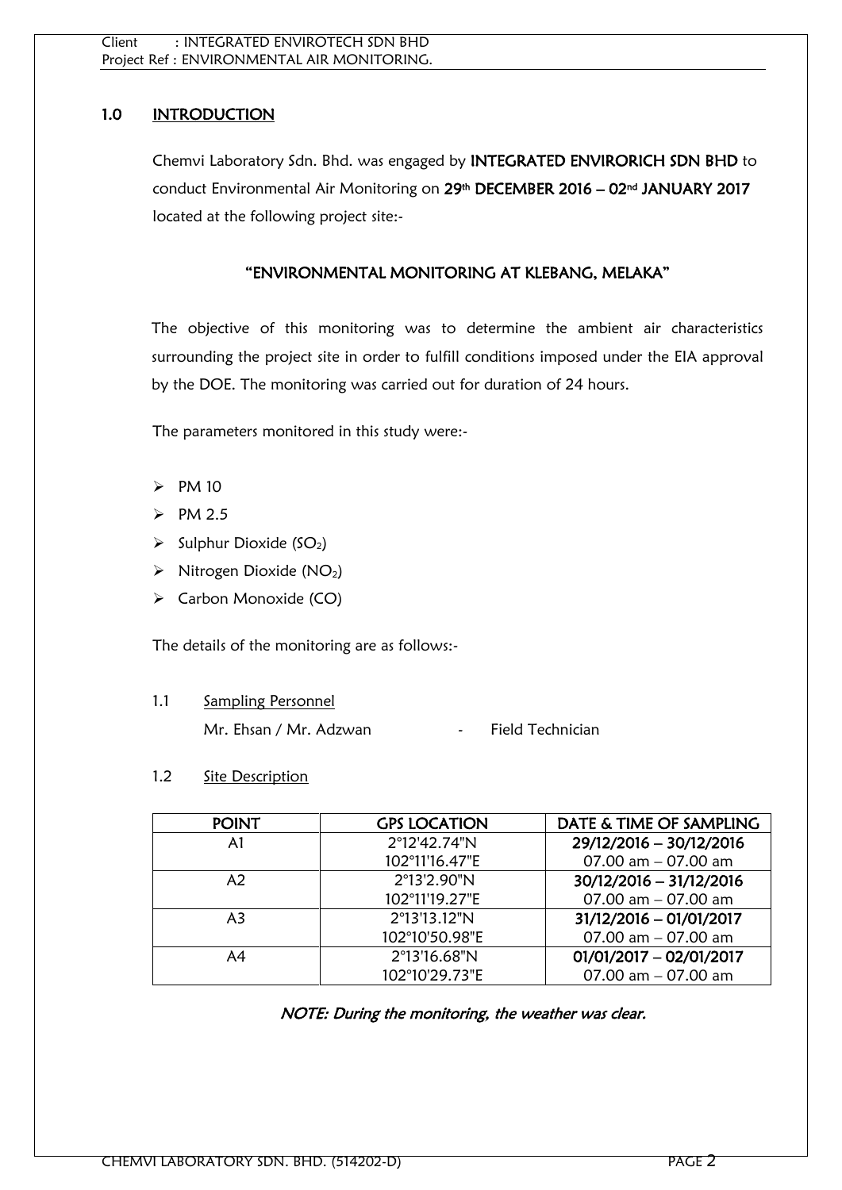## 1.0 INTRODUCTION

Chemvi Laboratory Sdn. Bhd. was engaged by **INTEGRATED ENVIRORICH SDN BHD** to conduct Environmental Air Monitoring on **29th DECEMBER 2016 – 02nd JANUARY 2017** located at the following project site:-

**"ENVIRONMENTAL MONITORING AT KLEBANG, MELAKA"**

The objective of this monitoring was to determine the ambient air characteristics surrounding the project site in order to fulfill conditions imposed under the EIA approval by the DOE. The monitoring was carried out for duration of 24 hours.

The parameters monitored in this study were:-

- PM 10
- PM 2.5
- Sulphur Dioxide ($SO_2$)
- Nitrogen Dioxide ($NO_2$)
- Carbon Monoxide (CO)

The details of the monitoring are as follows:-

### 1.1 Sampling Personnel

Mr. Ehsan / Mr. Adzwan - Field Technician

### 1.2 Site Description

| POINT | GPS LOCATION | DATE & TIME OF SAMPLING |
|---|---|---|
| A1 | 2°12'42.74"N<br>102°11'16.47"E | **29/12/2016 – 30/12/2016**<br>07.00 am – 07.00 am |
| A2 | 2°13'2.90"N<br>102°11'19.27"E | **30/12/2016 – 31/12/2016**<br>07.00 am – 07.00 am |
| A3 | 2°13'13.12"N<br>102°10'50.98"E | **31/12/2016 – 01/01/2017**<br>07.00 am – 07.00 am |
| A4 | 2°13'16.68"N<br>102°10'29.73"E | **01/01/2017 – 02/01/2017**<br>07.00 am – 07.00 am |

*NOTE: During the monitoring, the weather was clear.*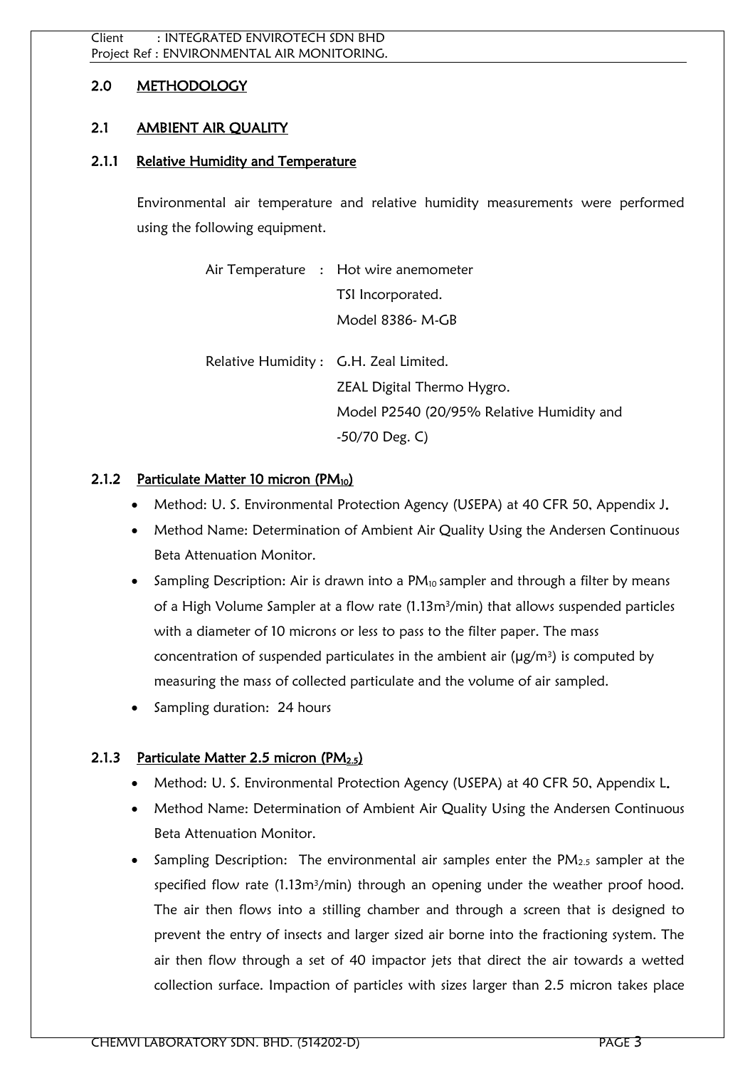## 2.0 METHODOLOGY

### 2.1 AMBIENT AIR QUALITY

#### 2.1.1 Relative Humidity and Temperature

Environmental air temperature and relative humidity measurements were performed using the following equipment.

Air Temperature : Hot wire anemometer
TSI Incorporated.
Model 8386- M-GB

Relative Humidity : G.H. Zeal Limited.
ZEAL Digital Thermo Hygro.
Model P2540 (20/95% Relative Humidity and -50/70 Deg. C)

#### 2.1.2 Particulate Matter 10 micron ($PM_{10}$)

- Method: U. S. Environmental Protection Agency (USEPA) at 40 CFR 50, Appendix J.
- Method Name: Determination of Ambient Air Quality Using the Andersen Continuous Beta Attenuation Monitor.
- Sampling Description: Air is drawn into a $PM_{10}$ sampler and through a filter by means of a High Volume Sampler at a flow rate ($1.13m^3/min$) that allows suspended particles with a diameter of 10 microns or less to pass to the filter paper. The mass concentration of suspended particulates in the ambient air ($\mu g/m^3$) is computed by measuring the mass of collected particulate and the volume of air sampled.
- Sampling duration: 24 hours

#### 2.1.3 Particulate Matter 2.5 micron ($PM_{2.5}$)

- Method: U. S. Environmental Protection Agency (USEPA) at 40 CFR 50, Appendix L.
- Method Name: Determination of Ambient Air Quality Using the Andersen Continuous Beta Attenuation Monitor.
- Sampling Description: The environmental air samples enter the $PM_{2.5}$ sampler at the specified flow rate ($1.13m^3/min$) through an opening under the weather proof hood. The air then flows into a stilling chamber and through a screen that is designed to prevent the entry of insects and larger sized air borne into the fractioning system. The air then flow through a set of 40 impactor jets that direct the air towards a wetted collection surface. Impaction of particles with sizes larger than 2.5 micron takes place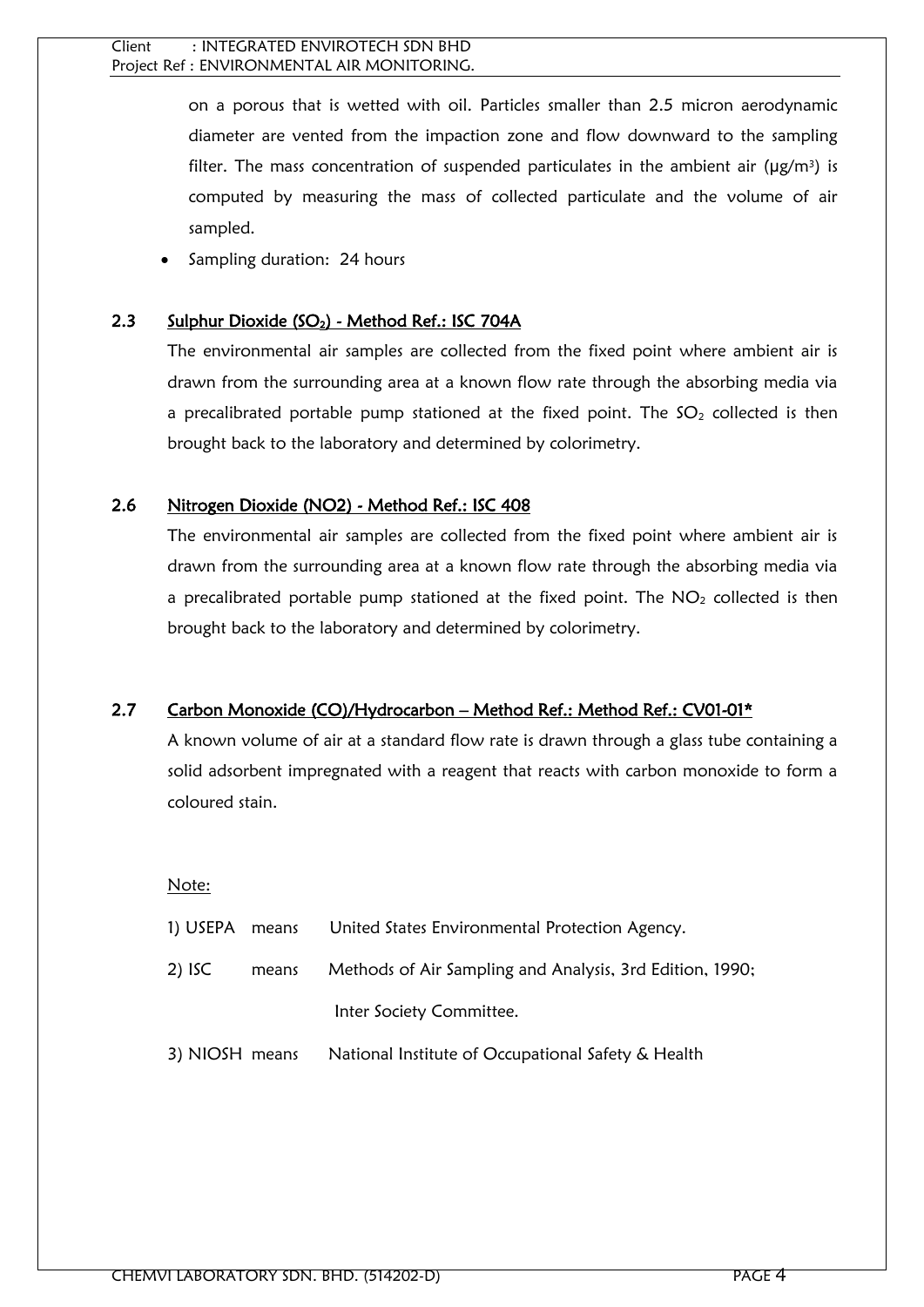on a porous that is wetted with oil. Particles smaller than 2.5 micron aerodynamic diameter are vented from the impaction zone and flow downward to the sampling filter. The mass concentration of suspended particulates in the ambient air (µg/m$^3$) is computed by measuring the mass of collected particulate and the volume of air sampled.

- Sampling duration: 24 hours

### 2.3 Sulphur Dioxide ($SO_2$) - Method Ref.: ISC 704A

The environmental air samples are collected from the fixed point where ambient air is drawn from the surrounding area at a known flow rate through the absorbing media via a precalibrated portable pump stationed at the fixed point. The $SO_2$ collected is then brought back to the laboratory and determined by colorimetry.

### 2.6 Nitrogen Dioxide (NO2) - Method Ref.: ISC 408

The environmental air samples are collected from the fixed point where ambient air is drawn from the surrounding area at a known flow rate through the absorbing media via a precalibrated portable pump stationed at the fixed point. The $NO_2$ collected is then brought back to the laboratory and determined by colorimetry.

### 2.7 Carbon Monoxide (CO)/Hydrocarbon – Method Ref.: Method Ref.: CV01-01*

A known volume of air at a standard flow rate is drawn through a glass tube containing a solid adsorbent impregnated with a reagent that reacts with carbon monoxide to form a coloured stain.

Note:

1) USEPA means United States Environmental Protection Agency.

2) ISC means Methods of Air Sampling and Analysis, 3rd Edition, 1990; Inter Society Committee.

3) NIOSH means National Institute of Occupational Safety & Health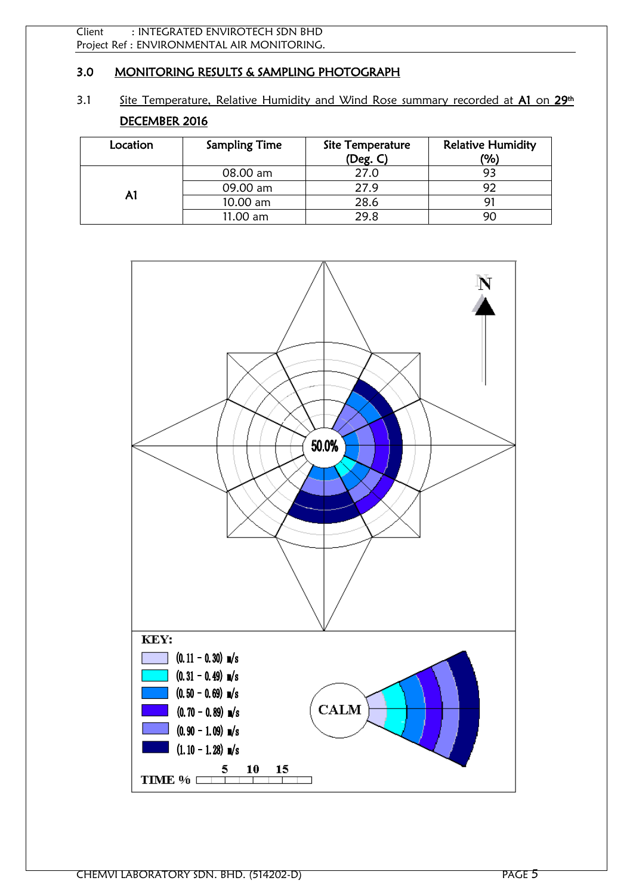## 3.0 MONITORING RESULTS & SAMPLING PHOTOGRAPH

### 3.1 Site Temperature, Relative Humidity and Wind Rose summary recorded at A1 on 29th DECEMBER 2016

| Location | Sampling Time | Site Temperature (Deg. C) | Relative Humidity (%) |
|---|---|---|---|
| A1 | 08.00 am | 27.0 | 93 |
| | 09.00 am | 27.9 | 92 |
| | 10.00 am | 28.6 | 91 |
| | 11.00 am | 29.8 | 90 |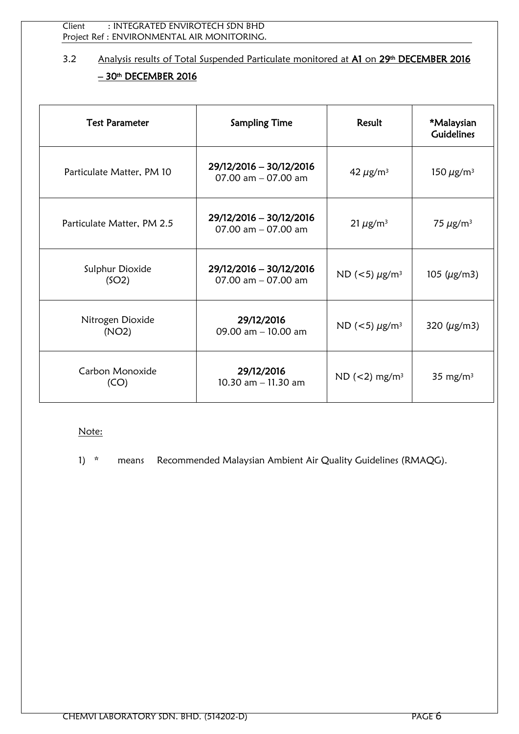### 3.2 Analysis results of Total Suspended Particulate monitored at **A1** on **29th DECEMBER 2016 – 30th DECEMBER 2016**

| Test Parameter | Sampling Time | Result | *Malaysian Guidelines |
|---|---|---|---|
| Particulate Matter, PM 10 | **29/12/2016 – 30/12/2016** 07.00 am – 07.00 am | 42 $\mu g/m^3$ | 150 $\mu g/m^3$ |
| Particulate Matter, PM 2.5 | **29/12/2016 – 30/12/2016** 07.00 am – 07.00 am | 21 $\mu g/m^3$ | 75 $\mu g/m^3$ |
| Sulphur Dioxide ($SO_2$) | **29/12/2016 – 30/12/2016** 07.00 am – 07.00 am | ND (<5) $\mu g/m^3$ | 105 ($\mu$g/m3) |
| Nitrogen Dioxide ($NO_2$) | **29/12/2016** 09.00 am – 10.00 am | ND (<5) $\mu g/m^3$ | 320 ($\mu$g/m3) |
| Carbon Monoxide (CO) | **29/12/2016** 10.30 am – 11.30 am | ND (<2) $mg/m^3$ | 35 $mg/m^3$ |

Note:

1) * means Recommended Malaysian Ambient Air Quality Guidelines (RMAQG).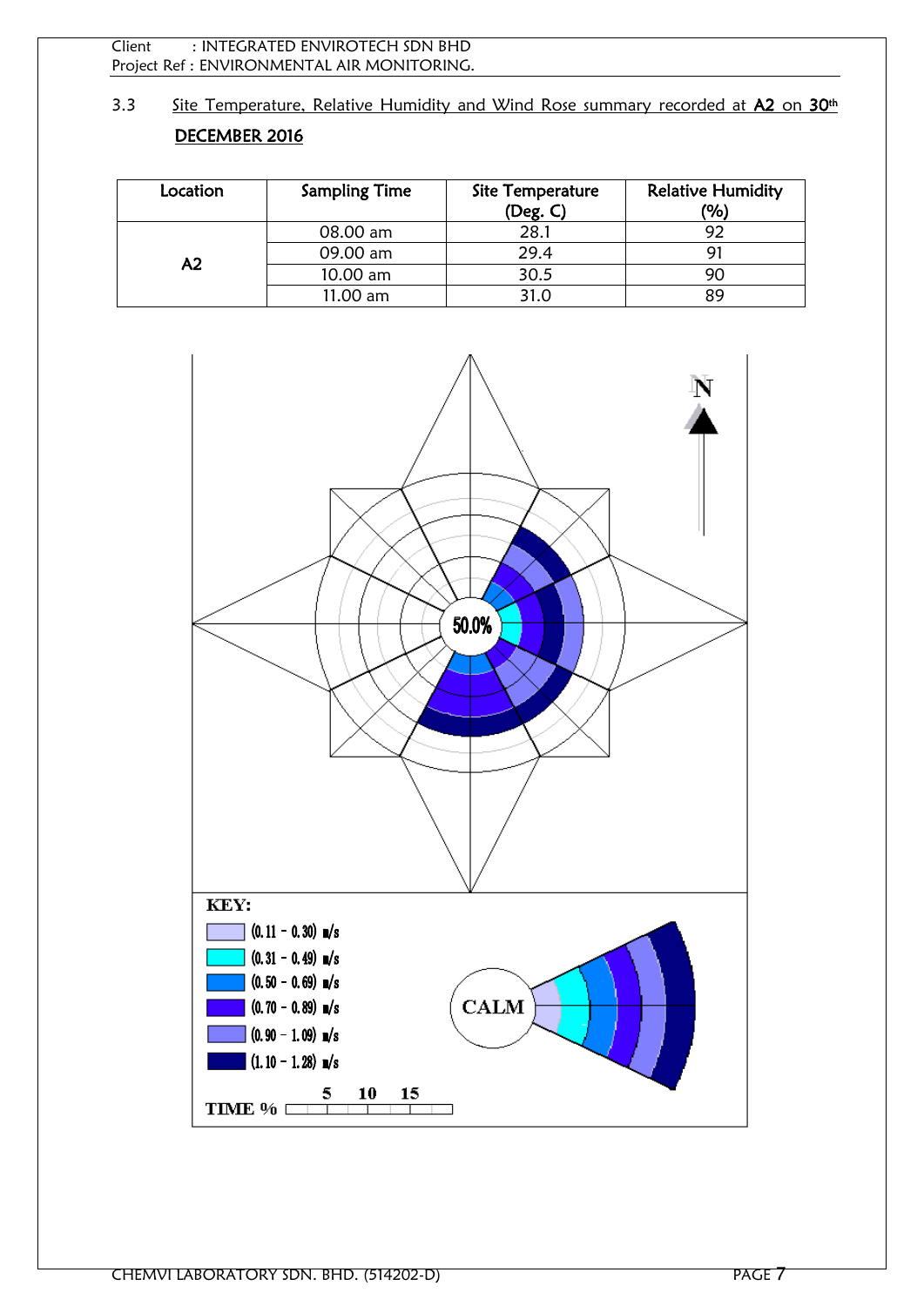## 3.3 Site Temperature, Relative Humidity and Wind Rose summary recorded at **A2** on **30th DECEMBER 2016**

| Location | Sampling Time | Site Temperature (Deg. C) | Relative Humidity (%) |
|---|---|---|---|
| A2 | 08.00 am | 28.1 | 92 |
| | 09.00 am | 29.4 | 91 |
| | 10.00 am | 30.5 | 90 |
| | 11.00 am | 31.0 | 89 |

N

50.0%

**KEY:**

- (0.11 - 0.30) m/s
- (0.31 - 0.49) m/s
- (0.50 - 0.69) m/s
- (0.70 - 0.89) m/s
- (0.90 - 1.09) m/s
- (1.10 - 1.28) m/s

CALM

TIME % 5 10 15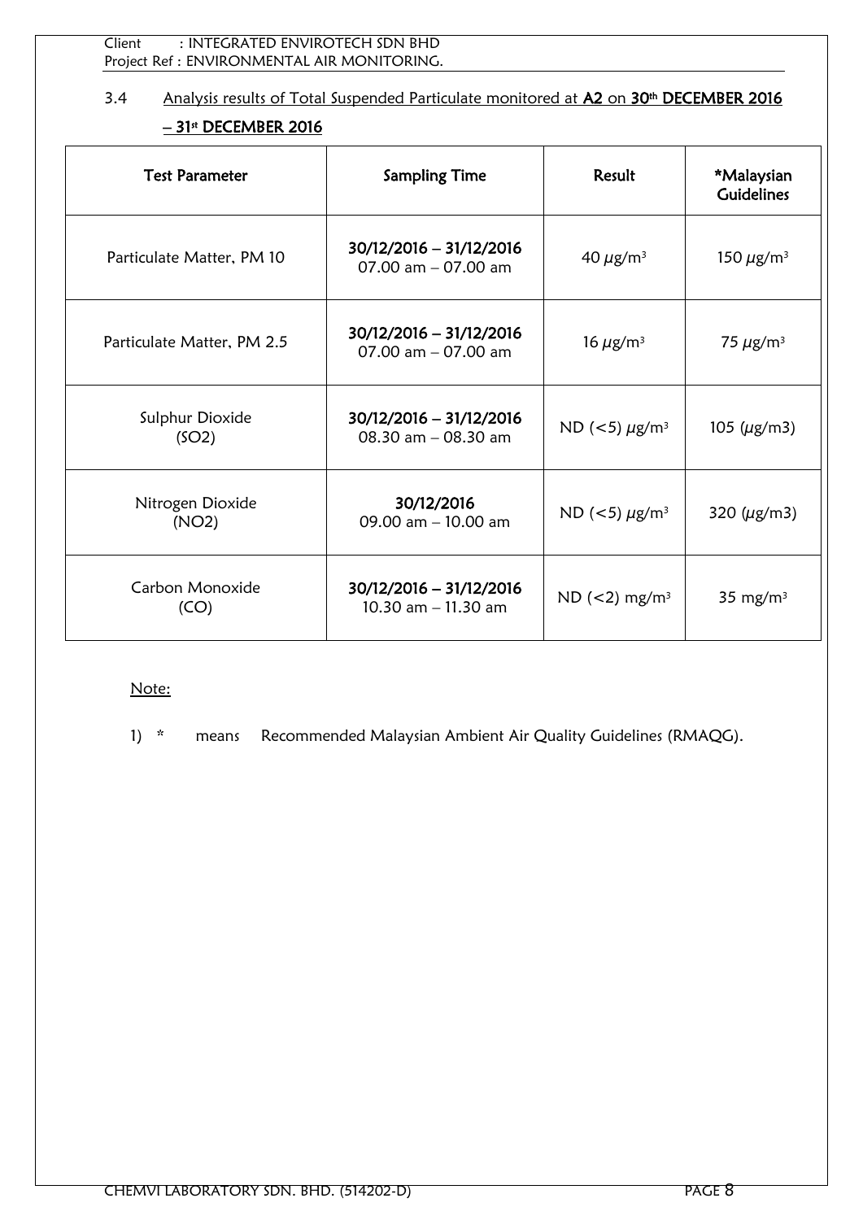Client : INTEGRATED ENVIROTECH SDN BHD
Project Ref : ENVIRONMENTAL AIR MONITORING.

### 3.4 Analysis results of Total Suspended Particulate monitored at **A2** on **30th DECEMBER 2016 – 31st DECEMBER 2016**

| Test Parameter | Sampling Time | Result | *Malaysian Guidelines |
|---|---|---|---|
| Particulate Matter, PM 10 | **30/12/2016 – 31/12/2016** 07.00 am – 07.00 am | 40 $\mu g/m^3$ | 150 $\mu g/m^3$ |
| Particulate Matter, PM 2.5 | **30/12/2016 – 31/12/2016** 07.00 am – 07.00 am | 16 $\mu g/m^3$ | 75 $\mu g/m^3$ |
| Sulphur Dioxide ($SO_2$) | **30/12/2016 – 31/12/2016** 08.30 am – 08.30 am | ND (<5) $\mu g/m^3$ | 105 ($\mu g/m3$) |
| Nitrogen Dioxide ($NO_2$) | **30/12/2016** 09.00 am – 10.00 am | ND (<5) $\mu g/m^3$ | 320 ($\mu g/m3$) |
| Carbon Monoxide (CO) | **30/12/2016 – 31/12/2016** 10.30 am – 11.30 am | ND (<2) $mg/m^3$ | 35 $mg/m^3$ |

Note:

1) * means Recommended Malaysian Ambient Air Quality Guidelines (RMAQG).

CHEMVI LABORATORY SDN. BHD. (514202-D)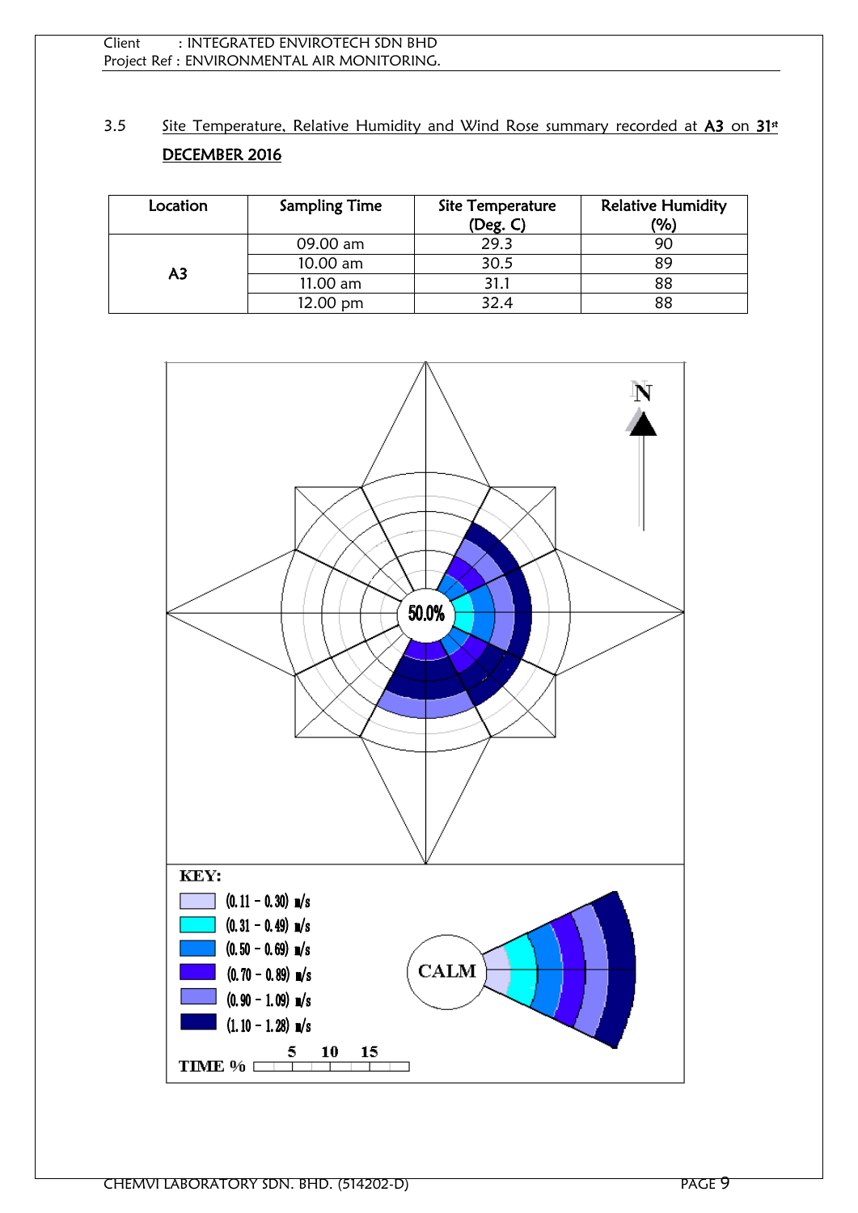## 3.5 Site Temperature, Relative Humidity and Wind Rose summary recorded at A3 on 31st DECEMBER 2016

| Location | Sampling Time | Site Temperature (Deg. C) | Relative Humidity (%) |
|---|---|---|---|
| A3 | 09.00 am | 29.3 | 90 |
| | 10.00 am | 30.5 | 89 |
| | 11.00 am | 31.1 | 88 |
| | 12.00 pm | 32.4 | 88 |

N

50.0%

KEY:

- (0.11 – 0.30) m/s
- (0.31 – 0.49) m/s
- (0.50 – 0.69) m/s
- (0.70 – 0.89) m/s
- (0.90 – 1.09) m/s
- (1.10 – 1.28) m/s

CALM

TIME % 5 10 15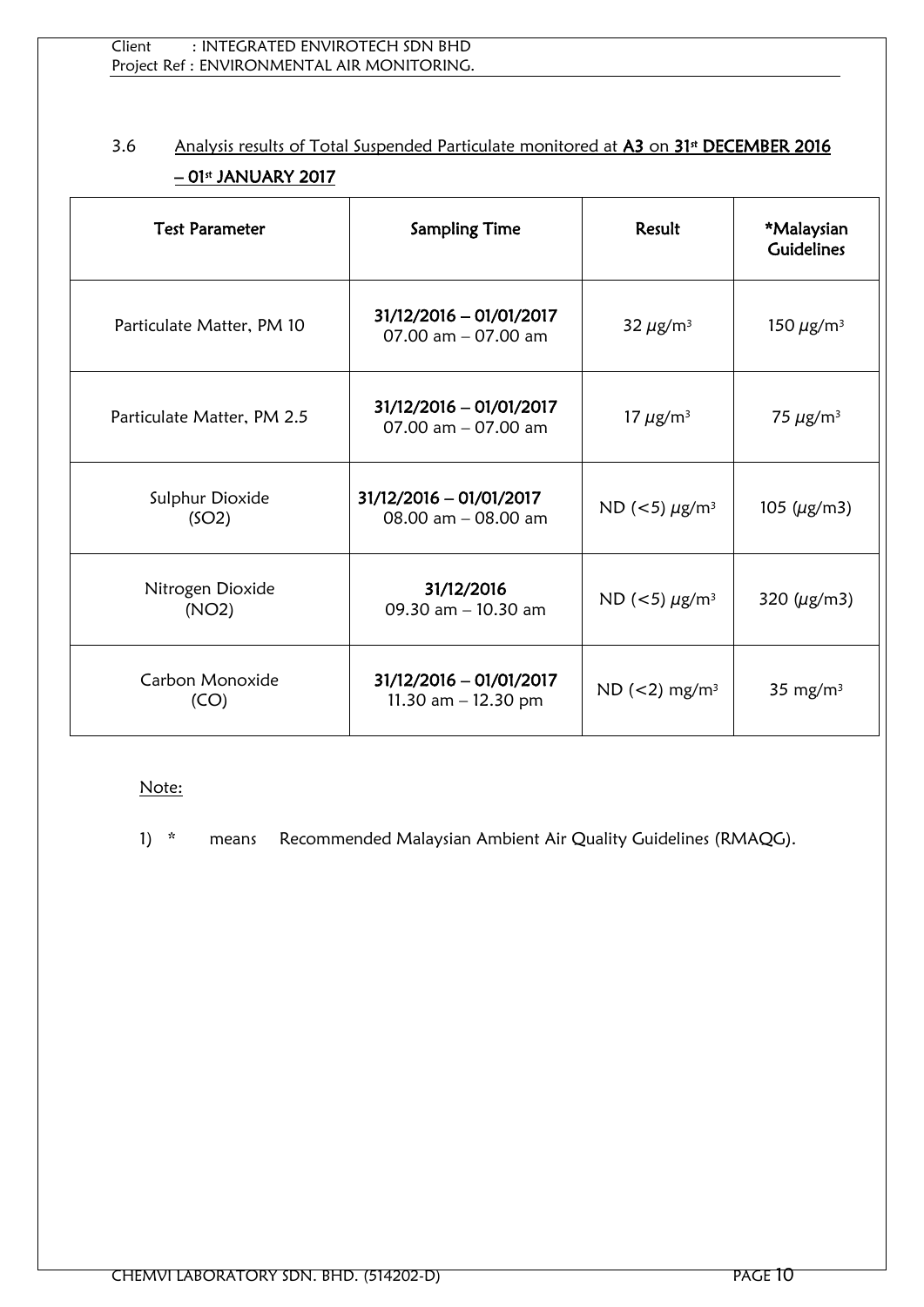3.6 Analysis results of Total Suspended Particulate monitored at **A3** on **31[st] DECEMBER 2016 – 01[st] JANUARY 2017**

| Test Parameter | Sampling Time | Result | *Malaysian Guidelines |
|---|---|---|---|
| Particulate Matter, PM 10 | **31/12/2016 – 01/01/2017** 07.00 am – 07.00 am | 32 $\mu g/m^3$ | 150 $\mu g/m^3$ |
| Particulate Matter, PM 2.5 | **31/12/2016 – 01/01/2017** 07.00 am – 07.00 am | 17 $\mu g/m^3$ | 75 $\mu g/m^3$ |
| Sulphur Dioxide ($SO_2$) | **31/12/2016 – 01/01/2017** 08.00 am – 08.00 am | ND (<5) $\mu g/m^3$ | 105 ($\mu$g/m3) |
| Nitrogen Dioxide ($NO_2$) | **31/12/2016** 09.30 am – 10.30 am | ND (<5) $\mu g/m^3$ | 320 ($\mu$g/m3) |
| Carbon Monoxide (CO) | **31/12/2016 – 01/01/2017** 11.30 am – 12.30 pm | ND (<2) $mg/m^3$ | 35 $mg/m^3$ |

Note:

1) * means Recommended Malaysian Ambient Air Quality Guidelines (RMAQG).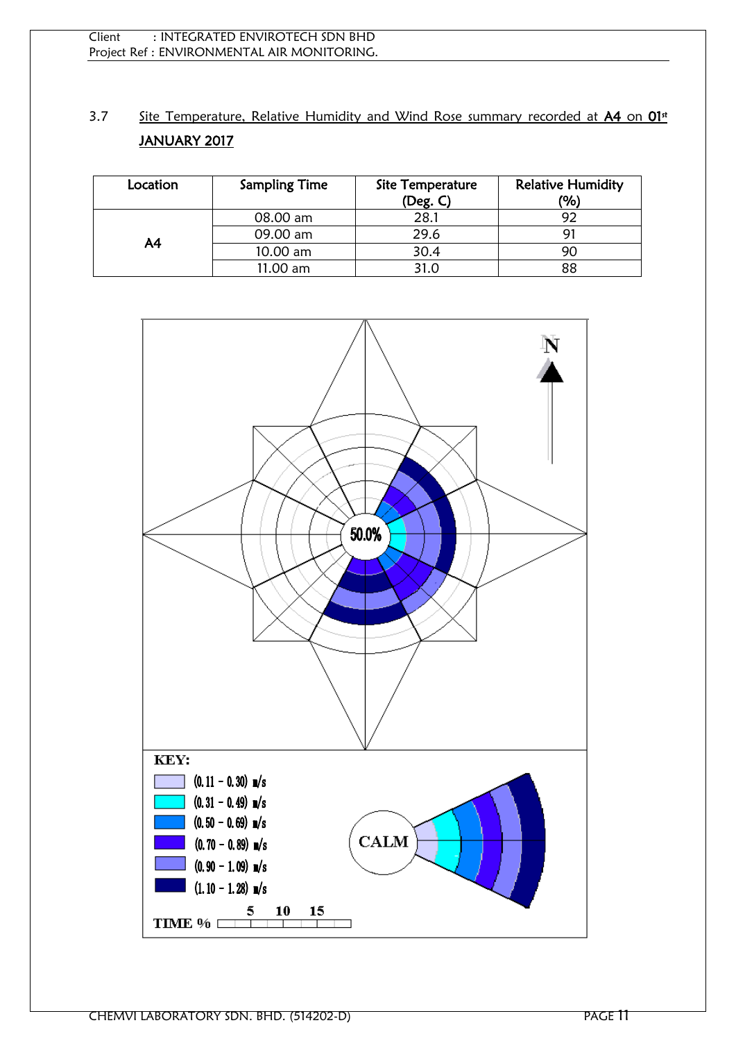3.7 Site Temperature, Relative Humidity and Wind Rose summary recorded at **A4** on **01st JANUARY 2017**

| Location | Sampling Time | Site Temperature (Deg. C) | Relative Humidity (%) |
|---|---|---|---|
| A4 | 08.00 am | 28.1 | 92 |
| | 09.00 am | 29.6 | 91 |
| | 10.00 am | 30.4 | 90 |
| | 11.00 am | 31.0 | 88 |

N

50.0%

KEY:

- (0.11 – 0.30) m/s
- (0.31 – 0.49) m/s
- (0.50 – 0.69) m/s
- (0.70 – 0.89) m/s
- (0.90 – 1.09) m/s
- (1.10 – 1.28) m/s

CALM

TIME % 5 10 15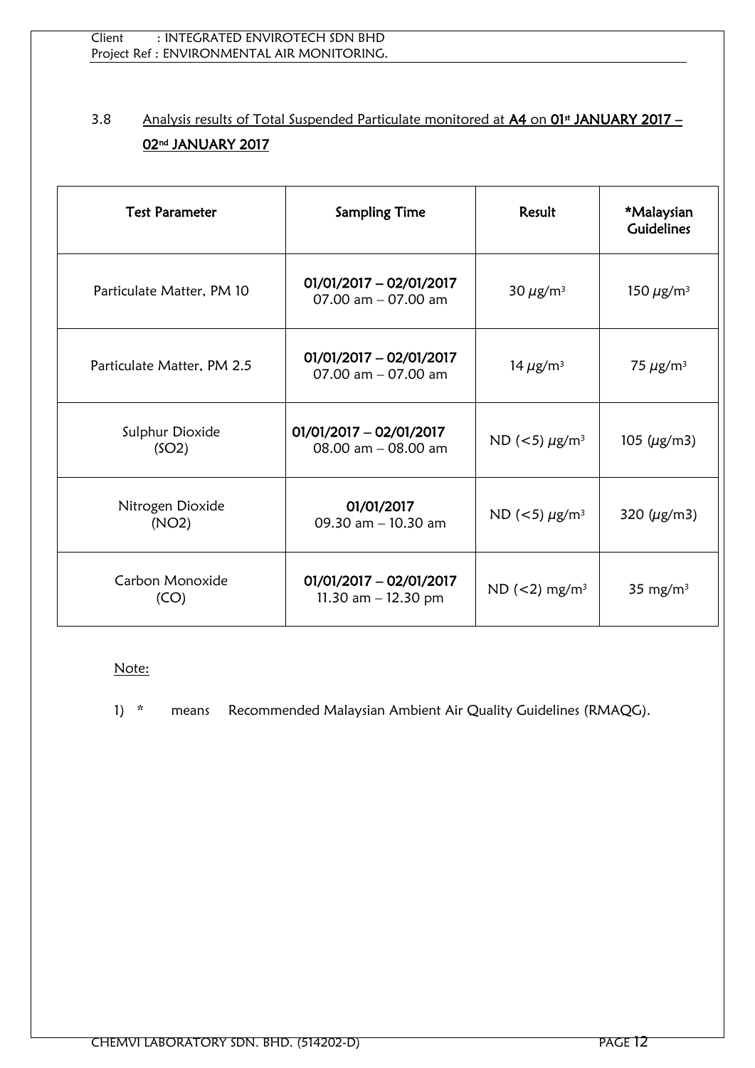## 3.8 Analysis results of Total Suspended Particulate monitored at **A4** on **01st JANUARY 2017 – 02nd JANUARY 2017**

| Test Parameter | Sampling Time | Result | *Malaysian Guidelines |
|---|---|---|---|
| Particulate Matter, PM 10 | **01/01/2017 – 02/01/2017** 07.00 am – 07.00 am | 30 $\mu g/m^3$ | 150 $\mu g/m^3$ |
| Particulate Matter, PM 2.5 | **01/01/2017 – 02/01/2017** 07.00 am – 07.00 am | 14 $\mu g/m^3$ | 75 $\mu g/m^3$ |
| Sulphur Dioxide ($SO_2$) | **01/01/2017 – 02/01/2017** 08.00 am – 08.00 am | ND (<5) $\mu g/m^3$ | 105 ($\mu$g/m3) |
| Nitrogen Dioxide ($NO_2$) | **01/01/2017** 09.30 am – 10.30 am | ND (<5) $\mu g/m^3$ | 320 ($\mu$g/m3) |
| Carbon Monoxide (CO) | **01/01/2017 – 02/01/2017** 11.30 am – 12.30 pm | ND (<2) $mg/m^3$ | 35 $mg/m^3$ |

Note:

1) * means Recommended Malaysian Ambient Air Quality Guidelines (RMAQG).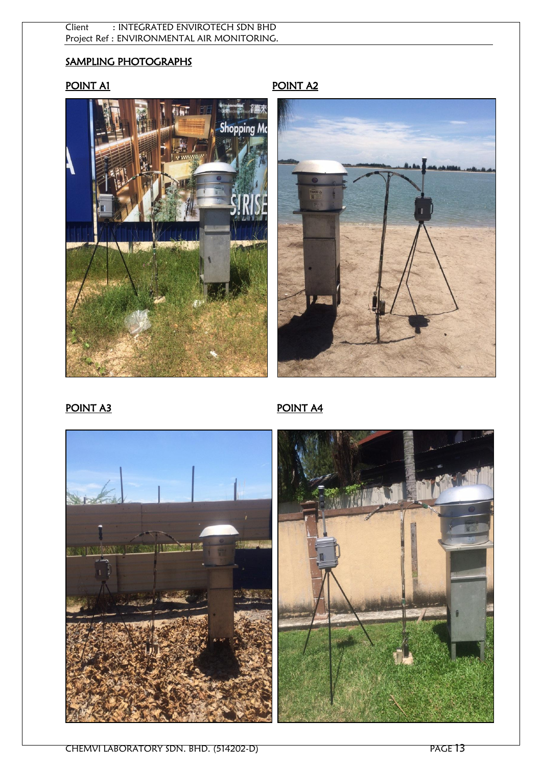## SAMPLING PHOTOGRAPHS

### POINT A1

### POINT A2

### POINT A3

### POINT A4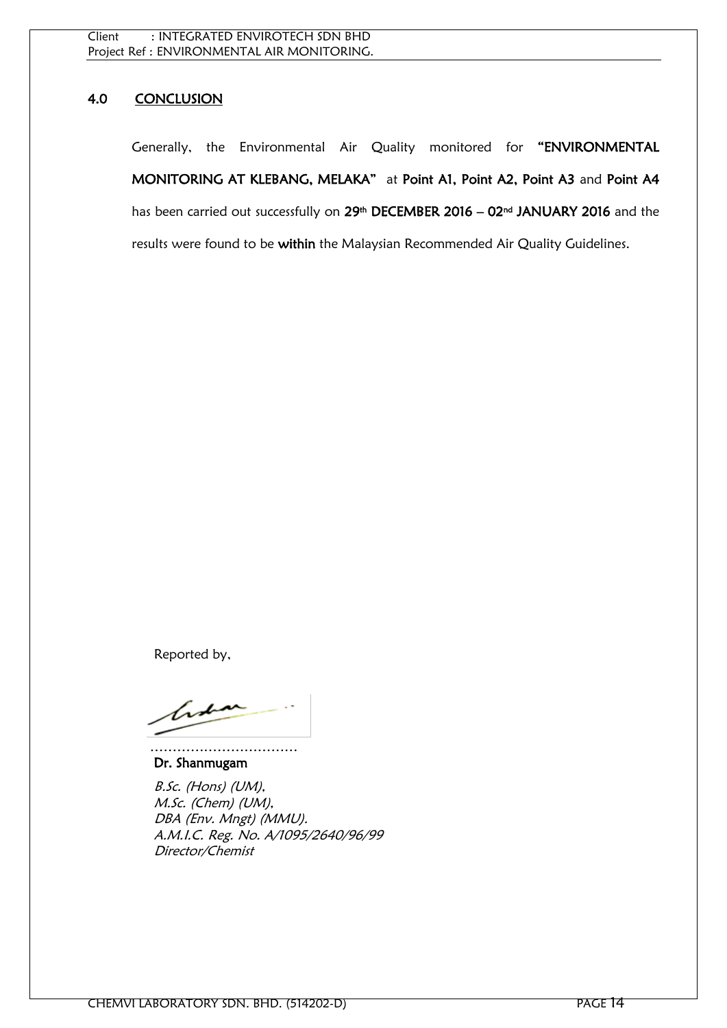## 4.0 CONCLUSION

Generally, the Environmental Air Quality monitored for **"ENVIRONMENTAL MONITORING AT KLEBANG, MELAKA"** at **Point A1, Point A2, Point A3** and **Point A4** has been carried out successfully on **29th DECEMBER 2016 – 02nd JANUARY 2016** and the results were found to be **within** the Malaysian Recommended Air Quality Guidelines.

Reported by,

……………………………

**Dr. Shanmugam**

*B.Sc. (Hons) (UM),*
*M.Sc. (Chem) (UM),*
*DBA (Env. Mngt) (MMU).*
*A.M.I.C. Reg. No. A/1095/2640/96/99*
*Director/Chemist*